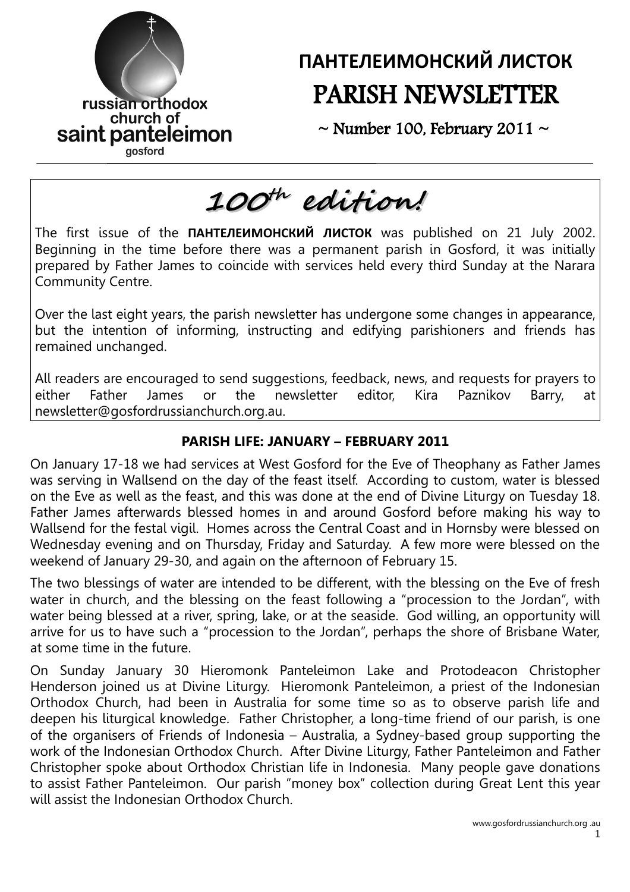russian orthodox church of saint panteleimon gosford

# ПАНТЕЛЕИМОНСКИЙ ЛИСТОК

# PARISH NEWSLETTER

~ Number 100, February 2011 ~

## 100th edition!

The first issue of the **ПАНТЕЛЕИМОНСКИЙ ЛИСТОК** was published on 21 July 2002. Beginning in the time before there was a permanent parish in Gosford, it was initially prepared by Father James to coincide with services held every third Sunday at the Narara Community Centre.

Over the last eight years, the parish newsletter has undergone some changes in appearance, but the intention of informing, instructing and edifying parishioners and friends has remained unchanged.

All readers are encouraged to send suggestions, feedback, news, and requests for prayers to either Father James or the newsletter editor, Kira Paznikov Barry, at newsletter@gosfordrussianchurch.org.au.

### PARISH LIFE: JANUARY – FEBRUARY 2011

On January 17-18 we had services at West Gosford for the Eve of Theophany as Father James was serving in Wallsend on the day of the feast itself. According to custom, water is blessed on the Eve as well as the feast, and this was done at the end of Divine Liturgy on Tuesday 18. Father James afterwards blessed homes in and around Gosford before making his way to Wallsend for the festal vigil. Homes across the Central Coast and in Hornsby were blessed on Wednesday evening and on Thursday, Friday and Saturday. A few more were blessed on the weekend of January 29-30, and again on the afternoon of February 15.

The two blessings of water are intended to be different, with the blessing on the Eve of fresh water in church, and the blessing on the feast following a "procession to the Jordan", with water being blessed at a river, spring, lake, or at the seaside. God willing, an opportunity will arrive for us to have such a "procession to the Jordan", perhaps the shore of Brisbane Water, at some time in the future.

On Sunday January 30 Hieromonk Panteleimon Lake and Protodeacon Christopher Henderson joined us at Divine Liturgy. Hieromonk Panteleimon, a priest of the Indonesian Orthodox Church, had been in Australia for some time so as to observe parish life and deepen his liturgical knowledge. Father Christopher, a long-time friend of our parish, is one of the organisers of Friends of Indonesia – Australia, a Sydney-based group supporting the work of the Indonesian Orthodox Church. After Divine Liturgy, Father Panteleimon and Father Christopher spoke about Orthodox Christian life in Indonesia. Many people gave donations to assist Father Panteleimon. Our parish "money box" collection during Great Lent this year will assist the Indonesian Orthodox Church.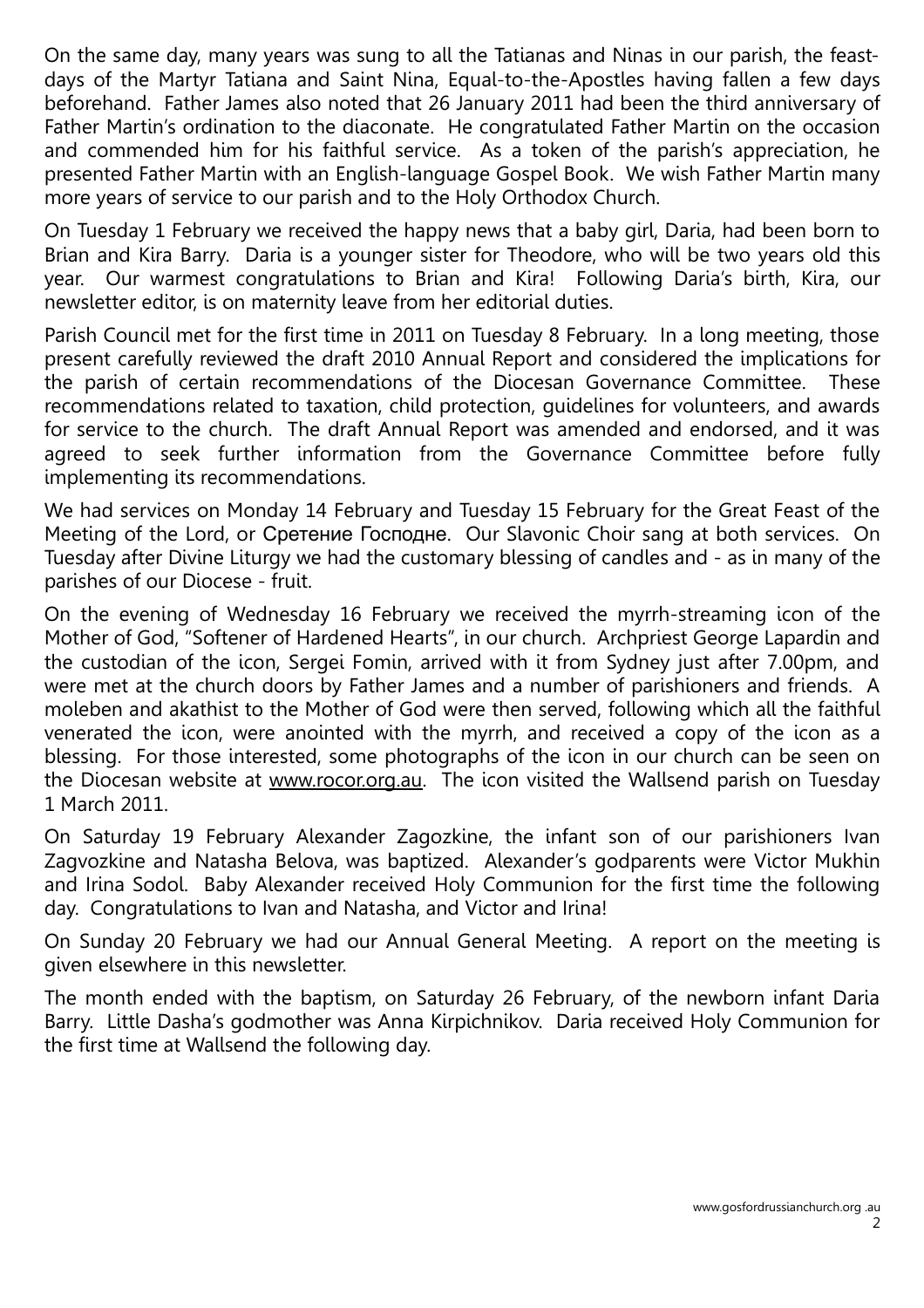On the same day, many years was sung to all the Tatianas and Ninas in our parish, the feast-days of the Martyr Tatiana and Saint Nina, Equal-to-the-Apostles having fallen a few days beforehand. Father James also noted that 26 January 2011 had been the third anniversary of Father Martin's ordination to the diaconate. He congratulated Father Martin on the occasion and commended him for his faithful service. As a token of the parish's appreciation, he presented Father Martin with an English-language Gospel Book. We wish Father Martin many more years of service to our parish and to the Holy Orthodox Church.

On Tuesday 1 February we received the happy news that a baby girl, Daria, had been born to Brian and Kira Barry. Daria is a younger sister for Theodore, who will be two years old this year. Our warmest congratulations to Brian and Kira! Following Daria's birth, Kira, our newsletter editor, is on maternity leave from her editorial duties.

Parish Council met for the first time in 2011 on Tuesday 8 February. In a long meeting, those present carefully reviewed the draft 2010 Annual Report and considered the implications for the parish of certain recommendations of the Diocesan Governance Committee. These recommendations related to taxation, child protection, guidelines for volunteers, and awards for service to the church. The draft Annual Report was amended and endorsed, and it was agreed to seek further information from the Governance Committee before fully implementing its recommendations.

We had services on Monday 14 February and Tuesday 15 February for the Great Feast of the Meeting of the Lord, or Сретение Господне. Our Slavonic Choir sang at both services. On Tuesday after Divine Liturgy we had the customary blessing of candles and - as in many of the parishes of our Diocese - fruit.

On the evening of Wednesday 16 February we received the myrrh-streaming icon of the Mother of God, "Softener of Hardened Hearts", in our church. Archpriest George Lapardin and the custodian of the icon, Sergei Fomin, arrived with it from Sydney just after 7.00pm, and were met at the church doors by Father James and a number of parishioners and friends. A moleben and akathist to the Mother of God were then served, following which all the faithful venerated the icon, were anointed with the myrrh, and received a copy of the icon as a blessing. For those interested, some photographs of the icon in our church can be seen on the Diocesan website at www.rocor.org.au. The icon visited the Wallsend parish on Tuesday 1 March 2011.

On Saturday 19 February Alexander Zagozkine, the infant son of our parishioners Ivan Zagvozkine and Natasha Belova, was baptized. Alexander's godparents were Victor Mukhin and Irina Sodol. Baby Alexander received Holy Communion for the first time the following day. Congratulations to Ivan and Natasha, and Victor and Irina!

On Sunday 20 February we had our Annual General Meeting. A report on the meeting is given elsewhere in this newsletter.

The month ended with the baptism, on Saturday 26 February, of the newborn infant Daria Barry. Little Dasha's godmother was Anna Kirpichnikov. Daria received Holy Communion for the first time at Wallsend the following day.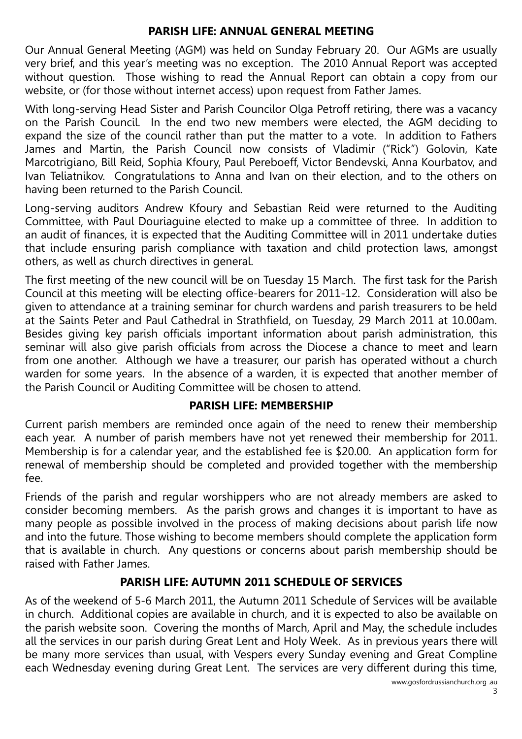## PARISH LIFE: ANNUAL GENERAL MEETING

Our Annual General Meeting (AGM) was held on Sunday February 20. Our AGMs are usually very brief, and this year's meeting was no exception. The 2010 Annual Report was accepted without question. Those wishing to read the Annual Report can obtain a copy from our website, or (for those without internet access) upon request from Father James.

With long-serving Head Sister and Parish Councilor Olga Petroff retiring, there was a vacancy on the Parish Council. In the end two new members were elected, the AGM deciding to expand the size of the council rather than put the matter to a vote. In addition to Fathers James and Martin, the Parish Council now consists of Vladimir ("Rick") Golovin, Kate Marcotrigiano, Bill Reid, Sophia Kfoury, Paul Pereboeff, Victor Bendevski, Anna Kourbatov, and Ivan Teliatnikov. Congratulations to Anna and Ivan on their election, and to the others on having been returned to the Parish Council.

Long-serving auditors Andrew Kfoury and Sebastian Reid were returned to the Auditing Committee, with Paul Douriaguine elected to make up a committee of three. In addition to an audit of finances, it is expected that the Auditing Committee will in 2011 undertake duties that include ensuring parish compliance with taxation and child protection laws, amongst others, as well as church directives in general.

The first meeting of the new council will be on Tuesday 15 March. The first task for the Parish Council at this meeting will be electing office-bearers for 2011-12. Consideration will also be given to attendance at a training seminar for church wardens and parish treasurers to be held at the Saints Peter and Paul Cathedral in Strathfield, on Tuesday, 29 March 2011 at 10.00am. Besides giving key parish officials important information about parish administration, this seminar will also give parish officials from across the Diocese a chance to meet and learn from one another. Although we have a treasurer, our parish has operated without a church warden for some years. In the absence of a warden, it is expected that another member of the Parish Council or Auditing Committee will be chosen to attend.

## PARISH LIFE: MEMBERSHIP

Current parish members are reminded once again of the need to renew their membership each year. A number of parish members have not yet renewed their membership for 2011. Membership is for a calendar year, and the established fee is $20.00. An application form for renewal of membership should be completed and provided together with the membership fee.

Friends of the parish and regular worshippers who are not already members are asked to consider becoming members. As the parish grows and changes it is important to have as many people as possible involved in the process of making decisions about parish life now and into the future. Those wishing to become members should complete the application form that is available in church. Any questions or concerns about parish membership should be raised with Father James.

## PARISH LIFE: AUTUMN 2011 SCHEDULE OF SERVICES

As of the weekend of 5-6 March 2011, the Autumn 2011 Schedule of Services will be available in church. Additional copies are available in church, and it is expected to also be available on the parish website soon. Covering the months of March, April and May, the schedule includes all the services in our parish during Great Lent and Holy Week. As in previous years there will be many more services than usual, with Vespers every Sunday evening and Great Compline each Wednesday evening during Great Lent. The services are very different during this time,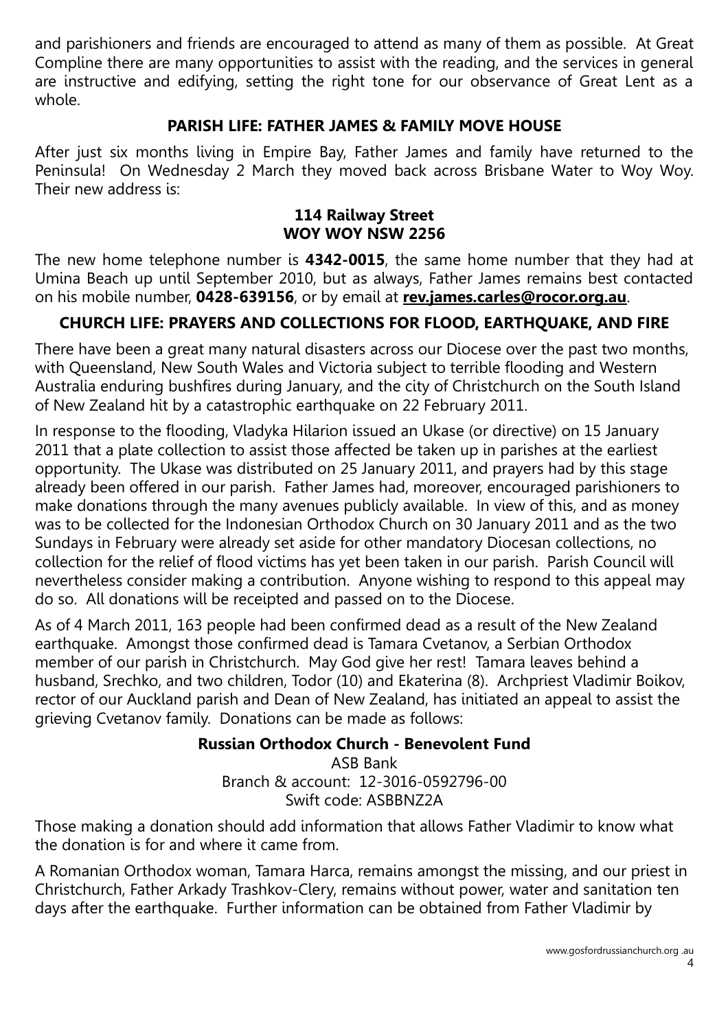and parishioners and friends are encouraged to attend as many of them as possible. At Great Compline there are many opportunities to assist with the reading, and the services in general are instructive and edifying, setting the right tone for our observance of Great Lent as a whole.

## PARISH LIFE: FATHER JAMES & FAMILY MOVE HOUSE

After just six months living in Empire Bay, Father James and family have returned to the Peninsula! On Wednesday 2 March they moved back across Brisbane Water to Woy Woy. Their new address is:

**114 Railway Street**
**WOY WOY NSW 2256**

The new home telephone number is **4342-0015**, the same home number that they had at Umina Beach up until September 2010, but as always, Father James remains best contacted on his mobile number, **0428-639156**, or by email at **rev.james.carles@rocor.org.au**.

## CHURCH LIFE: PRAYERS AND COLLECTIONS FOR FLOOD, EARTHQUAKE, AND FIRE

There have been a great many natural disasters across our Diocese over the past two months, with Queensland, New South Wales and Victoria subject to terrible flooding and Western Australia enduring bushfires during January, and the city of Christchurch on the South Island of New Zealand hit by a catastrophic earthquake on 22 February 2011.

In response to the flooding, Vladyka Hilarion issued an Ukase (or directive) on 15 January 2011 that a plate collection to assist those affected be taken up in parishes at the earliest opportunity. The Ukase was distributed on 25 January 2011, and prayers had by this stage already been offered in our parish. Father James had, moreover, encouraged parishioners to make donations through the many avenues publicly available. In view of this, and as money was to be collected for the Indonesian Orthodox Church on 30 January 2011 and as the two Sundays in February were already set aside for other mandatory Diocesan collections, no collection for the relief of flood victims has yet been taken in our parish. Parish Council will nevertheless consider making a contribution. Anyone wishing to respond to this appeal may do so. All donations will be receipted and passed on to the Diocese.

As of 4 March 2011, 163 people had been confirmed dead as a result of the New Zealand earthquake. Amongst those confirmed dead is Tamara Cvetanov, a Serbian Orthodox member of our parish in Christchurch. May God give her rest! Tamara leaves behind a husband, Srechko, and two children, Todor (10) and Ekaterina (8). Archpriest Vladimir Boikov, rector of our Auckland parish and Dean of New Zealand, has initiated an appeal to assist the grieving Cvetanov family. Donations can be made as follows:

**Russian Orthodox Church - Benevolent Fund**
ASB Bank
Branch & account: 12-3016-0592796-00
Swift code: ASBBNZ2A

Those making a donation should add information that allows Father Vladimir to know what the donation is for and where it came from.

A Romanian Orthodox woman, Tamara Harca, remains amongst the missing, and our priest in Christchurch, Father Arkady Trashkov-Clery, remains without power, water and sanitation ten days after the earthquake. Further information can be obtained from Father Vladimir by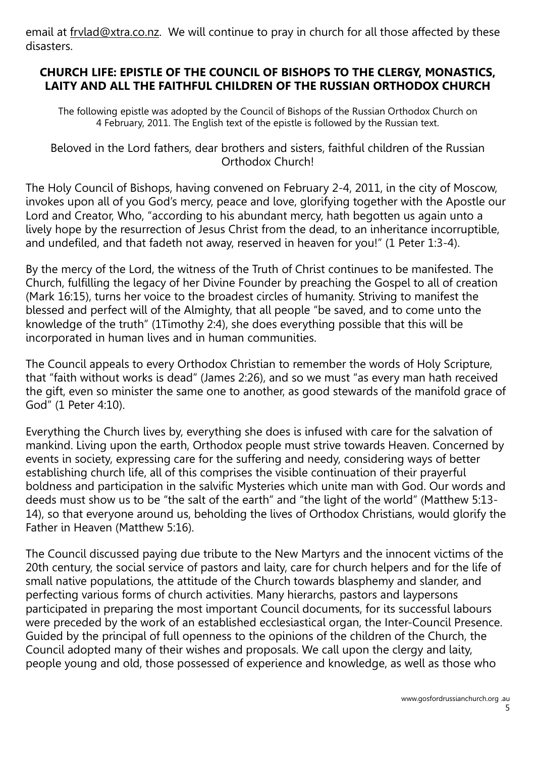email at frvlad@xtra.co.nz. We will continue to pray in church for all those affected by these disasters.

## CHURCH LIFE: EPISTLE OF THE COUNCIL OF BISHOPS TO THE CLERGY, MONASTICS, LAITY AND ALL THE FAITHFUL CHILDREN OF THE RUSSIAN ORTHODOX CHURCH

The following epistle was adopted by the Council of Bishops of the Russian Orthodox Church on 4 February, 2011. The English text of the epistle is followed by the Russian text.

Beloved in the Lord fathers, dear brothers and sisters, faithful children of the Russian Orthodox Church!

The Holy Council of Bishops, having convened on February 2-4, 2011, in the city of Moscow, invokes upon all of you God's mercy, peace and love, glorifying together with the Apostle our Lord and Creator, Who, "according to his abundant mercy, hath begotten us again unto a lively hope by the resurrection of Jesus Christ from the dead, to an inheritance incorruptible, and undefiled, and that fadeth not away, reserved in heaven for you!" (1 Peter 1:3-4).

By the mercy of the Lord, the witness of the Truth of Christ continues to be manifested. The Church, fulfilling the legacy of her Divine Founder by preaching the Gospel to all of creation (Mark 16:15), turns her voice to the broadest circles of humanity. Striving to manifest the blessed and perfect will of the Almighty, that all people "be saved, and to come unto the knowledge of the truth" (1Timothy 2:4), she does everything possible that this will be incorporated in human lives and in human communities.

The Council appeals to every Orthodox Christian to remember the words of Holy Scripture, that "faith without works is dead" (James 2:26), and so we must "as every man hath received the gift, even so minister the same one to another, as good stewards of the manifold grace of God" (1 Peter 4:10).

Everything the Church lives by, everything she does is infused with care for the salvation of mankind. Living upon the earth, Orthodox people must strive towards Heaven. Concerned by events in society, expressing care for the suffering and needy, considering ways of better establishing church life, all of this comprises the visible continuation of their prayerful boldness and participation in the salvific Mysteries which unite man with God. Our words and deeds must show us to be "the salt of the earth" and "the light of the world" (Matthew 5:13-14), so that everyone around us, beholding the lives of Orthodox Christians, would glorify the Father in Heaven (Matthew 5:16).

The Council discussed paying due tribute to the New Martyrs and the innocent victims of the 20th century, the social service of pastors and laity, care for church helpers and for the life of small native populations, the attitude of the Church towards blasphemy and slander, and perfecting various forms of church activities. Many hierarchs, pastors and laypersons participated in preparing the most important Council documents, for its successful labours were preceded by the work of an established ecclesiastical organ, the Inter-Council Presence. Guided by the principal of full openness to the opinions of the children of the Church, the Council adopted many of their wishes and proposals. We call upon the clergy and laity, people young and old, those possessed of experience and knowledge, as well as those who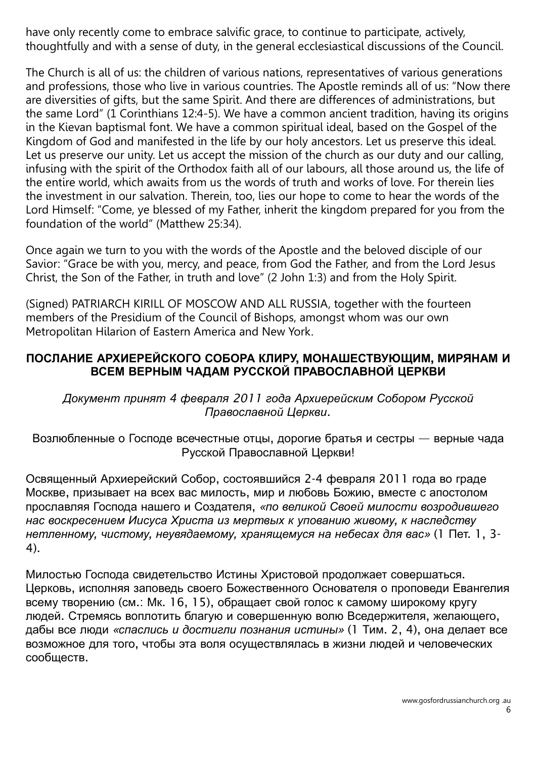have only recently come to embrace salvific grace, to continue to participate, actively, thoughtfully and with a sense of duty, in the general ecclesiastical discussions of the Council.

The Church is all of us: the children of various nations, representatives of various generations and professions, those who live in various countries. The Apostle reminds all of us: "Now there are diversities of gifts, but the same Spirit. And there are differences of administrations, but the same Lord" (1 Corinthians 12:4-5). We have a common ancient tradition, having its origins in the Kievan baptismal font. We have a common spiritual ideal, based on the Gospel of the Kingdom of God and manifested in the life by our holy ancestors. Let us preserve this ideal. Let us preserve our unity. Let us accept the mission of the church as our duty and our calling, infusing with the spirit of the Orthodox faith all of our labours, all those around us, the life of the entire world, which awaits from us the words of truth and works of love. For therein lies the investment in our salvation. Therein, too, lies our hope to come to hear the words of the Lord Himself: "Come, ye blessed of my Father, inherit the kingdom prepared for you from the foundation of the world" (Matthew 25:34).

Once again we turn to you with the words of the Apostle and the beloved disciple of our Savior: "Grace be with you, mercy, and peace, from God the Father, and from the Lord Jesus Christ, the Son of the Father, in truth and love" (2 John 1:3) and from the Holy Spirit.

(Signed) PATRIARCH KIRILL OF MOSCOW AND ALL RUSSIA, together with the fourteen members of the Presidium of the Council of Bishops, amongst whom was our own Metropolitan Hilarion of Eastern America and New York.

## ПОСЛАНИЕ АРХИЕРЕЙСКОГО СОБОРА КЛИРУ, МОНАШЕСТВУЮЩИМ, МИРЯНАМ И ВСЕМ ВЕРНЫМ ЧАДАМ РУССКОЙ ПРАВОСЛАВНОЙ ЦЕРКВИ

*Документ принят 4 февраля 2011 года Архиерейским Собором Русской Православной Церкви.*

Возлюбленные о Господе всечестные отцы, дорогие братья и сестры — верные чада Русской Православной Церкви!

Освященный Архиерейский Собор, состоявшийся 2-4 февраля 2011 года во граде Москве, призывает на всех вас милость, мир и любовь Божию, вместе с апостолом прославляя Господа нашего и Создателя, *«по великой Своей милости возродившего нас воскресением Иисуса Христа из мертвых к упованию живому, к наследству нетленному, чистому, неувядаемому, хранящемуся на небесах для вас»* (1 Пет. 1, 3-4).

Милостью Господа свидетельство Истины Христовой продолжает совершаться. Церковь, исполняя заповедь своего Божественного Основателя о проповеди Евангелия всему творению (см.: Мк. 16, 15), обращает свой голос к самому широкому кругу людей. Стремясь воплотить благую и совершенную волю Вседержителя, желающего, дабы все люди *«спаслись и достигли познания истины»* (1 Тим. 2, 4), она делает все возможное для того, чтобы эта воля осуществлялась в жизни людей и человеческих сообществ.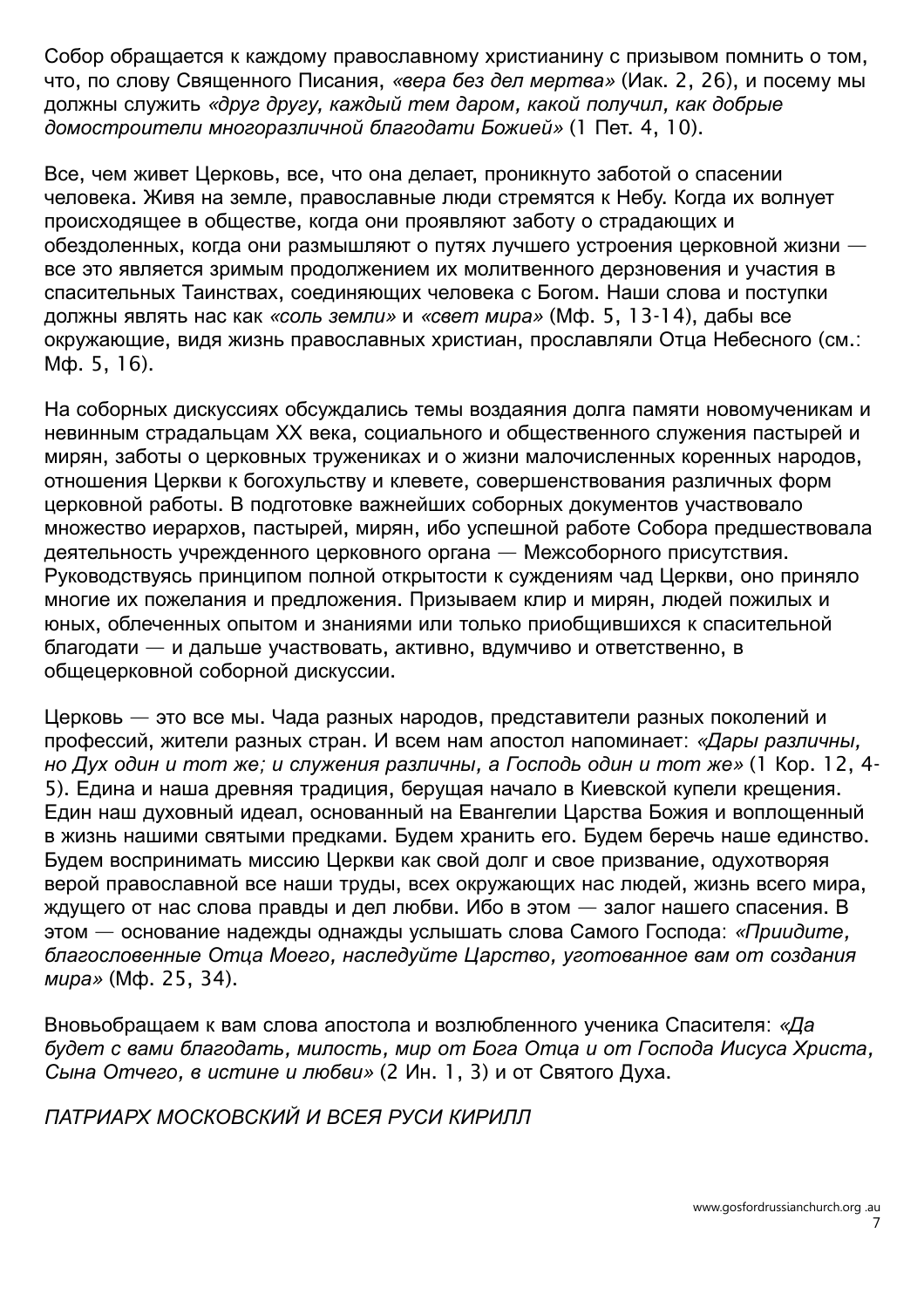Собор обращается к каждому православному христианину с призывом помнить о том, что, по слову Священного Писания, *«вера без дел мертва»* (Иак. 2, 26), и посему мы должны служить *«друг другу, каждый тем даром, какой получил, как добрые домостроители многоразличной благодати Божией»* (1 Пет. 4, 10).

Все, чем живет Церковь, все, что она делает, проникнуто заботой о спасении человека. Живя на земле, православные люди стремятся к Небу. Когда их волнует происходящее в обществе, когда они проявляют заботу о страдающих и обездоленных, когда они размышляют о путях лучшего устроения церковной жизни — все это является зримым продолжением их молитвенного дерзновения и участия в спасительных Таинствах, соединяющих человека с Богом. Наши слова и поступки должны являть нас как *«соль земли»* и *«свет мира»* (Мф. 5, 13-14), дабы все окружающие, видя жизнь православных христиан, прославляли Отца Небесного (см.: Мф. 5, 16).

На соборных дискуссиях обсуждались темы воздаяния долга памяти новомученикам и невинным страдальцам XX века, социального и общественного служения пастырей и мирян, заботы о церковных тружениках и о жизни малочисленных коренных народов, отношения Церкви к богохульству и клевете, совершенствования различных форм церковной работы. В подготовке важнейших соборных документов участвовало множество иерархов, пастырей, мирян, ибо успешной работе Собора предшествовала деятельность учрежденного церковного органа — Межсоборного присутствия. Руководствуясь принципом полной открытости к суждениям чад Церкви, оно приняло многие их пожелания и предложения. Призываем клир и мирян, людей пожилых и юных, облеченных опытом и знаниями или только приобщившихся к спасительной благодати — и дальше участвовать, активно, вдумчиво и ответственно, в общецерковной соборной дискуссии.

Церковь — это все мы. Чада разных народов, представители разных поколений и профессий, жители разных стран. И всем нам апостол напоминает: *«Дары различны, но Дух один и тот же; и служения различны, а Господь один и тот же»* (1 Кор. 12, 4-5). Едина и наша древняя традиция, берущая начало в Киевской купели крещения. Един наш духовный идеал, основанный на Евангелии Царства Божия и воплощенный в жизнь нашими святыми предками. Будем хранить его. Будем беречь наше единство. Будем воспринимать миссию Церкви как свой долг и свое призвание, одухотворяя верой православной все наши труды, всех окружающих нас людей, жизнь всего мира, ждущего от нас слова правды и дел любви. Ибо в этом — залог нашего спасения. В этом — основание надежды однажды услышать слова Самого Господа: *«Приидите, благословенные Отца Моего, наследуйте Царство, уготованное вам от создания мира»* (Мф. 25, 34).

Вновьобращаем к вам слова апостола и возлюбленного ученика Спасителя: *«Да будет с вами благодать, милость, мир от Бога Отца и от Господа Иисуса Христа, Сына Отчего, в истине и любви»* (2 Ин. 1, 3) и от Святого Духа.

*ПАТРИАРХ МОСКОВСКИЙ И ВСЕЯ РУСИ КИРИЛЛ*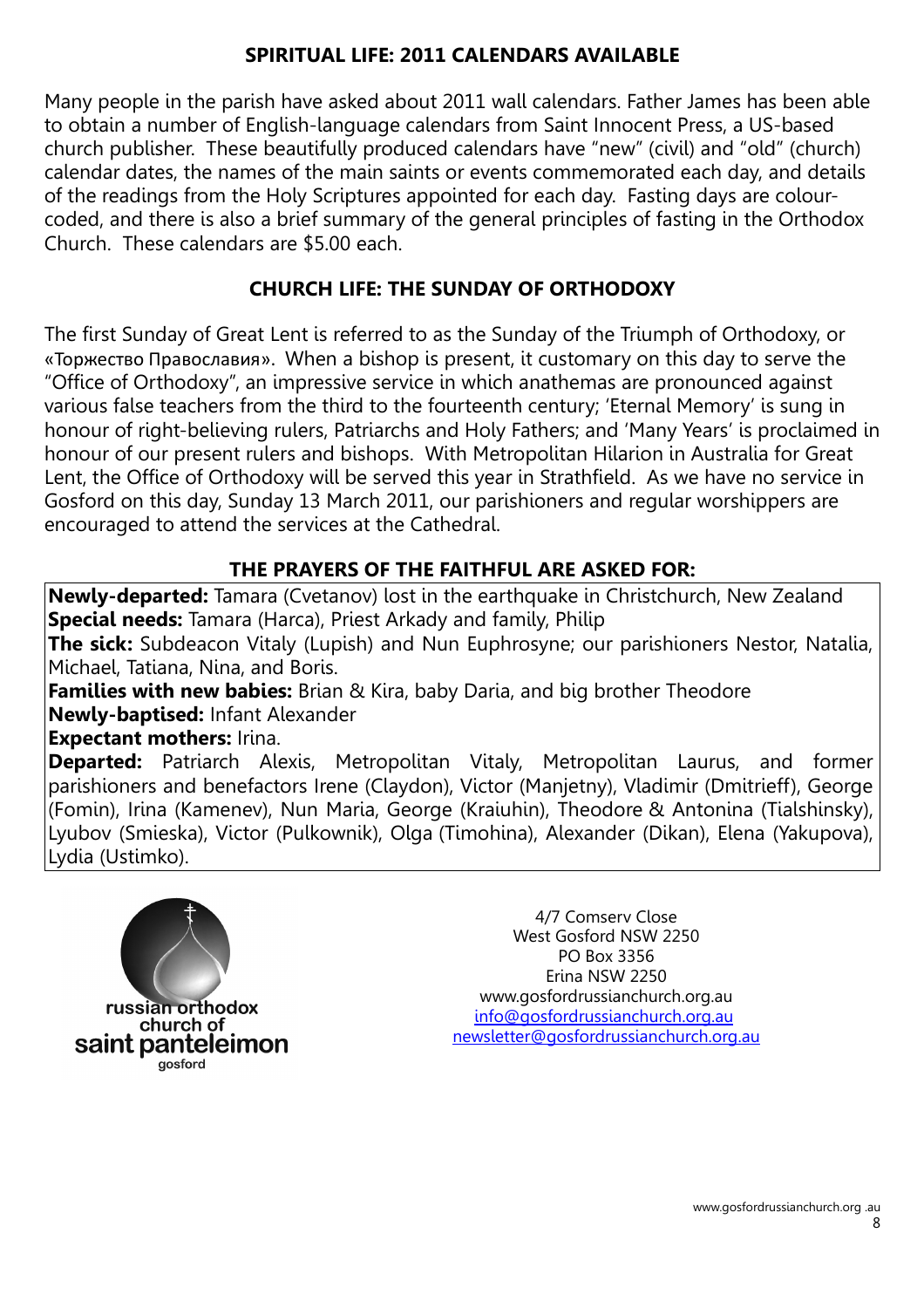## SPIRITUAL LIFE: 2011 CALENDARS AVAILABLE

Many people in the parish have asked about 2011 wall calendars. Father James has been able to obtain a number of English-language calendars from Saint Innocent Press, a US-based church publisher. These beautifully produced calendars have "new" (civil) and "old" (church) calendar dates, the names of the main saints or events commemorated each day, and details of the readings from the Holy Scriptures appointed for each day. Fasting days are colour-coded, and there is also a brief summary of the general principles of fasting in the Orthodox Church. These calendars are $5.00 each.

## CHURCH LIFE: THE SUNDAY OF ORTHODOXY

The first Sunday of Great Lent is referred to as the Sunday of the Triumph of Orthodoxy, or «Торжество Православия». When a bishop is present, it customary on this day to serve the "Office of Orthodoxy", an impressive service in which anathemas are pronounced against various false teachers from the third to the fourteenth century; 'Eternal Memory' is sung in honour of right-believing rulers, Patriarchs and Holy Fathers; and 'Many Years' is proclaimed in honour of our present rulers and bishops. With Metropolitan Hilarion in Australia for Great Lent, the Office of Orthodoxy will be served this year in Strathfield. As we have no service in Gosford on this day, Sunday 13 March 2011, our parishioners and regular worshippers are encouraged to attend the services at the Cathedral.

## THE PRAYERS OF THE FAITHFUL ARE ASKED FOR:

**Newly-departed:** Tamara (Cvetanov) lost in the earthquake in Christchurch, New Zealand
**Special needs:** Tamara (Harca), Priest Arkady and family, Philip
**The sick:** Subdeacon Vitaly (Lupish) and Nun Euphrosyne; our parishioners Nestor, Natalia, Michael, Tatiana, Nina, and Boris.
**Families with new babies:** Brian & Kira, baby Daria, and big brother Theodore
**Newly-baptised:** Infant Alexander
**Expectant mothers:** Irina.
**Departed:** Patriarch Alexis, Metropolitan Vitaly, Metropolitan Laurus, and former parishioners and benefactors Irene (Claydon), Victor (Manjetny), Vladimir (Dmitrieff), George (Fomin), Irina (Kamenev), Nun Maria, George (Kraiuhin), Theodore & Antonina (Tialshinsky), Lyubov (Smieska), Victor (Pulkownik), Olga (Timohina), Alexander (Dikan), Elena (Yakupova), Lydia (Ustimko).

russian orthodox church of saint panteleimon gosford

4/7 Comserv Close
West Gosford NSW 2250
PO Box 3356
Erina NSW 2250
www.gosfordrussianchurch.org.au
info@gosfordrussianchurch.org.au
newsletter@gosfordrussianchurch.org.au